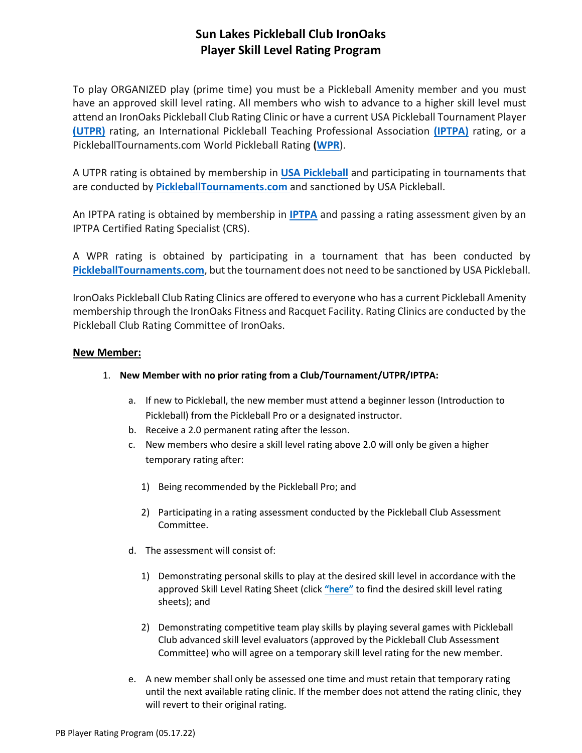# Sun Lakes Pickleball Club IronOaks
# Player Skill Level Rating Program

To play ORGANIZED play (prime time) you must be a Pickleball Amenity member and you must have an approved skill level rating. All members who wish to advance to a higher skill level must attend an IronOaks Pickleball Club Rating Clinic or have a current USA Pickleball Tournament Player **(UTPR)** rating, an International Pickleball Teaching Professional Association **(IPTPA)** rating, or a PickleballTournaments.com World Pickleball Rating **(WPR)**.

A UTPR rating is obtained by membership in **USA Pickleball** and participating in tournaments that are conducted by **PickleballTournaments.com** and sanctioned by USA Pickleball.

An IPTPA rating is obtained by membership in **IPTPA** and passing a rating assessment given by an IPTPA Certified Rating Specialist (CRS).

A WPR rating is obtained by participating in a tournament that has been conducted by **PickleballTournaments.com**, but the tournament does not need to be sanctioned by USA Pickleball.

IronOaks Pickleball Club Rating Clinics are offered to everyone who has a current Pickleball Amenity membership through the IronOaks Fitness and Racquet Facility. Rating Clinics are conducted by the Pickleball Club Rating Committee of IronOaks.

**New Member:**

1. **New Member with no prior rating from a Club/Tournament/UTPR/IPTPA:**

   a. If new to Pickleball, the new member must attend a beginner lesson (Introduction to Pickleball) from the Pickleball Pro or a designated instructor.

   b. Receive a 2.0 permanent rating after the lesson.

   c. New members who desire a skill level rating above 2.0 will only be given a higher temporary rating after:

      1) Being recommended by the Pickleball Pro; and

      2) Participating in a rating assessment conducted by the Pickleball Club Assessment Committee.

   d. The assessment will consist of:

      1) Demonstrating personal skills to play at the desired skill level in accordance with the approved Skill Level Rating Sheet (click **"here"** to find the desired skill level rating sheets); and

      2) Demonstrating competitive team play skills by playing several games with Pickleball Club advanced skill level evaluators (approved by the Pickleball Club Assessment Committee) who will agree on a temporary skill level rating for the new member.

   e. A new member shall only be assessed one time and must retain that temporary rating until the next available rating clinic. If the member does not attend the rating clinic, they will revert to their original rating.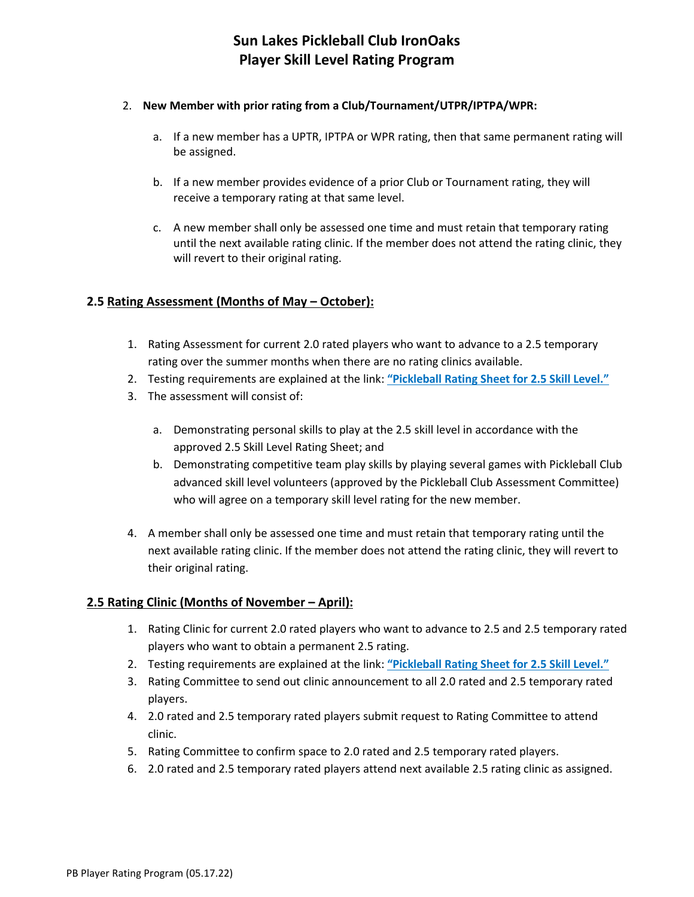# Sun Lakes Pickleball Club IronOaks
# Player Skill Level Rating Program

2. **New Member with prior rating from a Club/Tournament/UTPR/IPTPA/WPR:**

    a. If a new member has a UPTR, IPTPA or WPR rating, then that same permanent rating will be assigned.

    b. If a new member provides evidence of a prior Club or Tournament rating, they will receive a temporary rating at that same level.

    c. A new member shall only be assessed one time and must retain that temporary rating until the next available rating clinic. If the member does not attend the rating clinic, they will revert to their original rating.

## 2.5 <u>Rating Assessment (Months of May – October):</u>

1. Rating Assessment for current 2.0 rated players who want to advance to a 2.5 temporary rating over the summer months when there are no rating clinics available.
2. Testing requirements are explained at the link: **"Pickleball Rating Sheet for 2.5 Skill Level."**
3. The assessment will consist of:

    a. Demonstrating personal skills to play at the 2.5 skill level in accordance with the approved 2.5 Skill Level Rating Sheet; and
    b. Demonstrating competitive team play skills by playing several games with Pickleball Club advanced skill level volunteers (approved by the Pickleball Club Assessment Committee) who will agree on a temporary skill level rating for the new member.

4. A member shall only be assessed one time and must retain that temporary rating until the next available rating clinic. If the member does not attend the rating clinic, they will revert to their original rating.

## <u>2.5 Rating Clinic (Months of November – April):</u>

1. Rating Clinic for current 2.0 rated players who want to advance to 2.5 and 2.5 temporary rated players who want to obtain a permanent 2.5 rating.
2. Testing requirements are explained at the link: **"Pickleball Rating Sheet for 2.5 Skill Level."**
3. Rating Committee to send out clinic announcement to all 2.0 rated and 2.5 temporary rated players.
4. 2.0 rated and 2.5 temporary rated players submit request to Rating Committee to attend clinic.
5. Rating Committee to confirm space to 2.0 rated and 2.5 temporary rated players.
6. 2.0 rated and 2.5 temporary rated players attend next available 2.5 rating clinic as assigned.

PB Player Rating Program (05.17.22)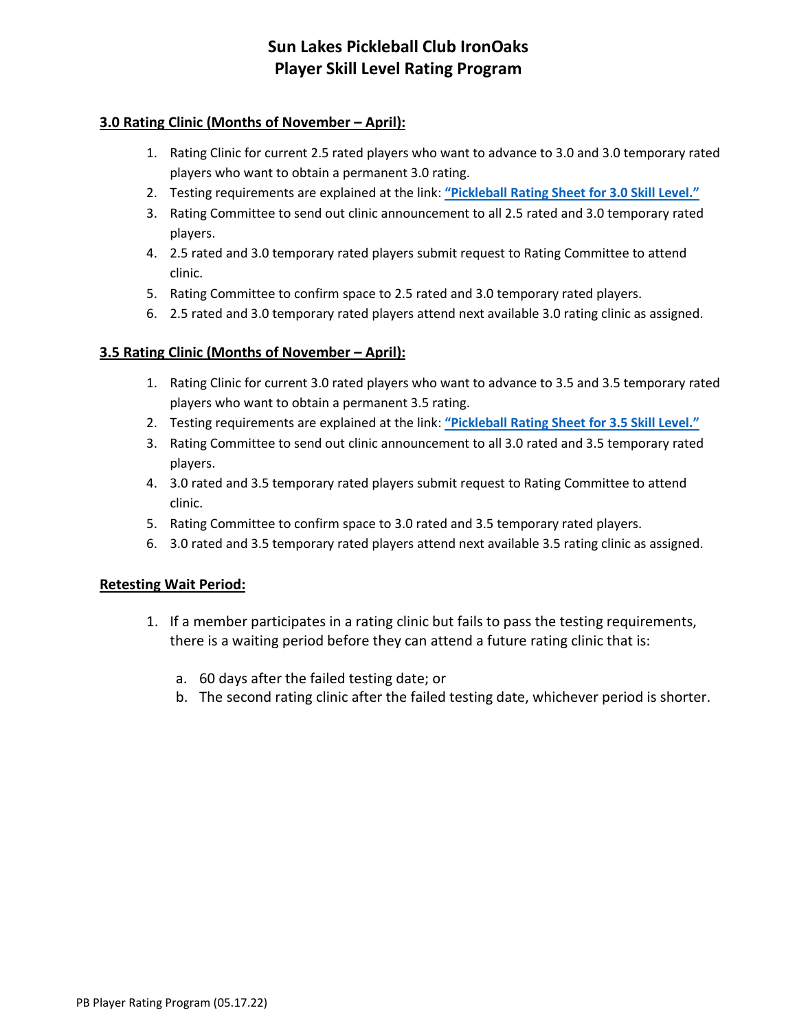# Sun Lakes Pickleball Club IronOaks
# Player Skill Level Rating Program

## 3.0 Rating Clinic (Months of November – April):

1. Rating Clinic for current 2.5 rated players who want to advance to 3.0 and 3.0 temporary rated players who want to obtain a permanent 3.0 rating.
2. Testing requirements are explained at the link: **"Pickleball Rating Sheet for 3.0 Skill Level."**
3. Rating Committee to send out clinic announcement to all 2.5 rated and 3.0 temporary rated players.
4. 2.5 rated and 3.0 temporary rated players submit request to Rating Committee to attend clinic.
5. Rating Committee to confirm space to 2.5 rated and 3.0 temporary rated players.
6. 2.5 rated and 3.0 temporary rated players attend next available 3.0 rating clinic as assigned.

## 3.5 Rating Clinic (Months of November – April):

1. Rating Clinic for current 3.0 rated players who want to advance to 3.5 and 3.5 temporary rated players who want to obtain a permanent 3.5 rating.
2. Testing requirements are explained at the link: **"Pickleball Rating Sheet for 3.5 Skill Level."**
3. Rating Committee to send out clinic announcement to all 3.0 rated and 3.5 temporary rated players.
4. 3.0 rated and 3.5 temporary rated players submit request to Rating Committee to attend clinic.
5. Rating Committee to confirm space to 3.0 rated and 3.5 temporary rated players.
6. 3.0 rated and 3.5 temporary rated players attend next available 3.5 rating clinic as assigned.

## Retesting Wait Period:

1. If a member participates in a rating clinic but fails to pass the testing requirements, there is a waiting period before they can attend a future rating clinic that is:

   a. 60 days after the failed testing date; or
   b. The second rating clinic after the failed testing date, whichever period is shorter.

PB Player Rating Program (05.17.22)